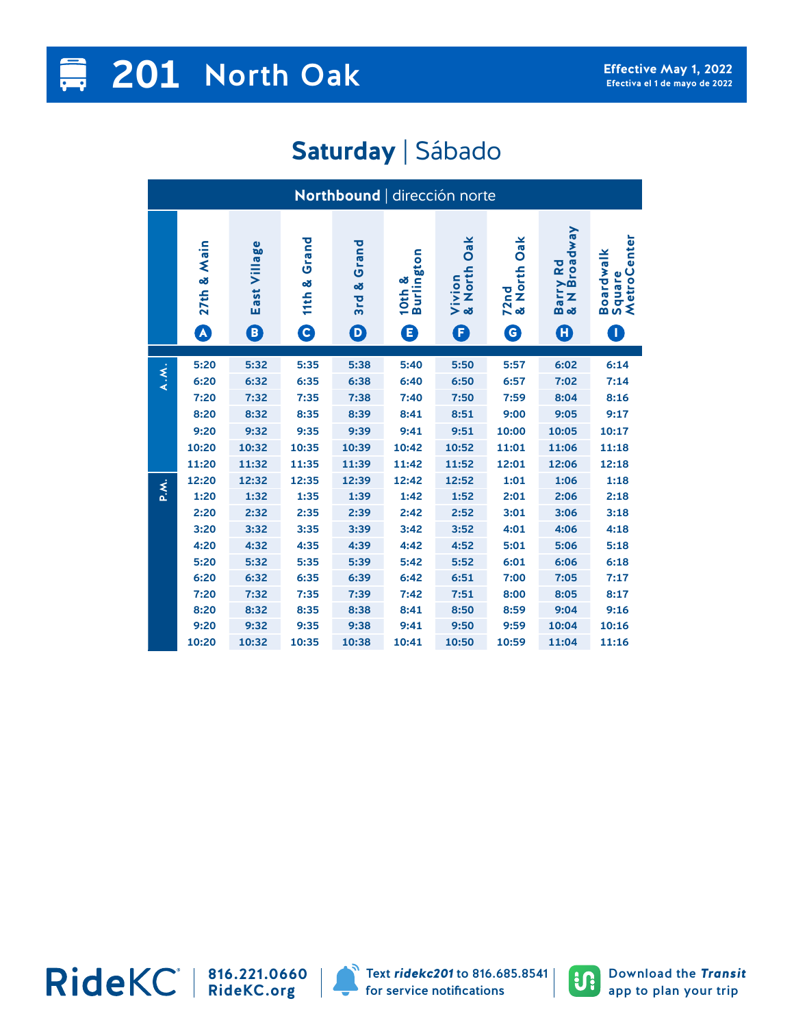# 201 North Oak

**Effective May 1, 2022**
Efectiva el 1 de mayo de 2022

## Saturday | Sábado

**Northbound** | dirección norte

| | A 27th & Main | B East Village | C 11th & Grand | D 3rd & Grand | E 10th & Burlington | F Vivion & North Oak | G 72nd & North Oak | H Barry Rd & N Broadway | I Boardwalk Square MetroCenter |
|---|---|---|---|---|---|---|---|---|---|
| A.M. | 5:20 | 5:32 | 5:35 | 5:38 | 5:40 | 5:50 | 5:57 | 6:02 | 6:14 |
| | 6:20 | 6:32 | 6:35 | 6:38 | 6:40 | 6:50 | 6:57 | 7:02 | 7:14 |
| | 7:20 | 7:32 | 7:35 | 7:38 | 7:40 | 7:50 | 7:59 | 8:04 | 8:16 |
| | 8:20 | 8:32 | 8:35 | 8:39 | 8:41 | 8:51 | 9:00 | 9:05 | 9:17 |
| | 9:20 | 9:32 | 9:35 | 9:39 | 9:41 | 9:51 | 10:00 | 10:05 | 10:17 |
| | 10:20 | 10:32 | 10:35 | 10:39 | 10:42 | 10:52 | 11:01 | 11:06 | 11:18 |
| | 11:20 | 11:32 | 11:35 | 11:39 | 11:42 | 11:52 | 12:01 | 12:06 | 12:18 |
| P.M. | 12:20 | 12:32 | 12:35 | 12:39 | 12:42 | 12:52 | 1:01 | 1:06 | 1:18 |
| | 1:20 | 1:32 | 1:35 | 1:39 | 1:42 | 1:52 | 2:01 | 2:06 | 2:18 |
| | 2:20 | 2:32 | 2:35 | 2:39 | 2:42 | 2:52 | 3:01 | 3:06 | 3:18 |
| | 3:20 | 3:32 | 3:35 | 3:39 | 3:42 | 3:52 | 4:01 | 4:06 | 4:18 |
| | 4:20 | 4:32 | 4:35 | 4:39 | 4:42 | 4:52 | 5:01 | 5:06 | 5:18 |
| | 5:20 | 5:32 | 5:35 | 5:39 | 5:42 | 5:52 | 6:01 | 6:06 | 6:18 |
| | 6:20 | 6:32 | 6:35 | 6:39 | 6:42 | 6:51 | 7:00 | 7:05 | 7:17 |
| | 7:20 | 7:32 | 7:35 | 7:39 | 7:42 | 7:51 | 8:00 | 8:05 | 8:17 |
| | 8:20 | 8:32 | 8:35 | 8:38 | 8:41 | 8:50 | 8:59 | 9:04 | 9:16 |
| | 9:20 | 9:32 | 9:35 | 9:38 | 9:41 | 9:50 | 9:59 | 10:04 | 10:16 |
| | 10:20 | 10:32 | 10:35 | 10:38 | 10:41 | 10:50 | 10:59 | 11:04 | 11:16 |

RideKC | 816.221.0660 | RideKC.org

Text ***ridekc201*** to 816.685.8541 for service notifications

Download the ***Transit*** app to plan your trip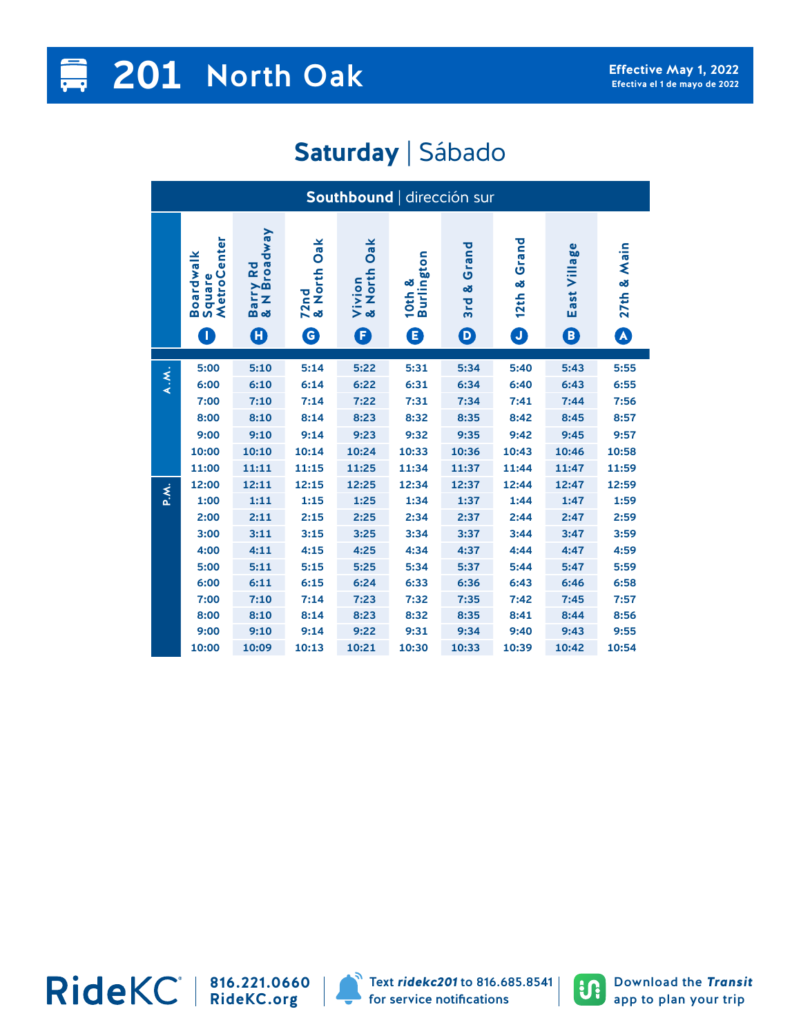# 201 North Oak

**Effective May 1, 2022**
Efectiva el 1 de mayo de 2022

## Saturday | Sábado

**Southbound** | dirección sur

| | Boardwalk Square MetroCenter (I) | Barry Rd & N Broadway (H) | 72nd & North Oak (G) | Vivion & North Oak (F) | 10th & Burlington (E) | 3rd & Grand (D) | 12th & Grand (J) | East Village (B) | 27th & Main (A) |
|---|---|---|---|---|---|---|---|---|---|
| A.M. | 5:00 | 5:10 | 5:14 | 5:22 | 5:31 | 5:34 | 5:40 | 5:43 | 5:55 |
| | 6:00 | 6:10 | 6:14 | 6:22 | 6:31 | 6:34 | 6:40 | 6:43 | 6:55 |
| | 7:00 | 7:10 | 7:14 | 7:22 | 7:31 | 7:34 | 7:41 | 7:44 | 7:56 |
| | 8:00 | 8:10 | 8:14 | 8:23 | 8:32 | 8:35 | 8:42 | 8:45 | 8:57 |
| | 9:00 | 9:10 | 9:14 | 9:23 | 9:32 | 9:35 | 9:42 | 9:45 | 9:57 |
| | 10:00 | 10:10 | 10:14 | 10:24 | 10:33 | 10:36 | 10:43 | 10:46 | 10:58 |
| | 11:00 | 11:11 | 11:15 | 11:25 | 11:34 | 11:37 | 11:44 | 11:47 | 11:59 |
| P.M. | 12:00 | 12:11 | 12:15 | 12:25 | 12:34 | 12:37 | 12:44 | 12:47 | 12:59 |
| | 1:00 | 1:11 | 1:15 | 1:25 | 1:34 | 1:37 | 1:44 | 1:47 | 1:59 |
| | 2:00 | 2:11 | 2:15 | 2:25 | 2:34 | 2:37 | 2:44 | 2:47 | 2:59 |
| | 3:00 | 3:11 | 3:15 | 3:25 | 3:34 | 3:37 | 3:44 | 3:47 | 3:59 |
| | 4:00 | 4:11 | 4:15 | 4:25 | 4:34 | 4:37 | 4:44 | 4:47 | 4:59 |
| | 5:00 | 5:11 | 5:15 | 5:25 | 5:34 | 5:37 | 5:44 | 5:47 | 5:59 |
| | 6:00 | 6:11 | 6:15 | 6:24 | 6:33 | 6:36 | 6:43 | 6:46 | 6:58 |
| | 7:00 | 7:10 | 7:14 | 7:23 | 7:32 | 7:35 | 7:42 | 7:45 | 7:57 |
| | 8:00 | 8:10 | 8:14 | 8:23 | 8:32 | 8:35 | 8:41 | 8:44 | 8:56 |
| | 9:00 | 9:10 | 9:14 | 9:22 | 9:31 | 9:34 | 9:40 | 9:43 | 9:55 |
| | 10:00 | 10:09 | 10:13 | 10:21 | 10:30 | 10:33 | 10:39 | 10:42 | 10:54 |

RideKC® | 816.221.0660 | RideKC.org

Text ***ridekc201*** to 816.685.8541 for service notifications

Download the ***Transit*** app to plan your trip